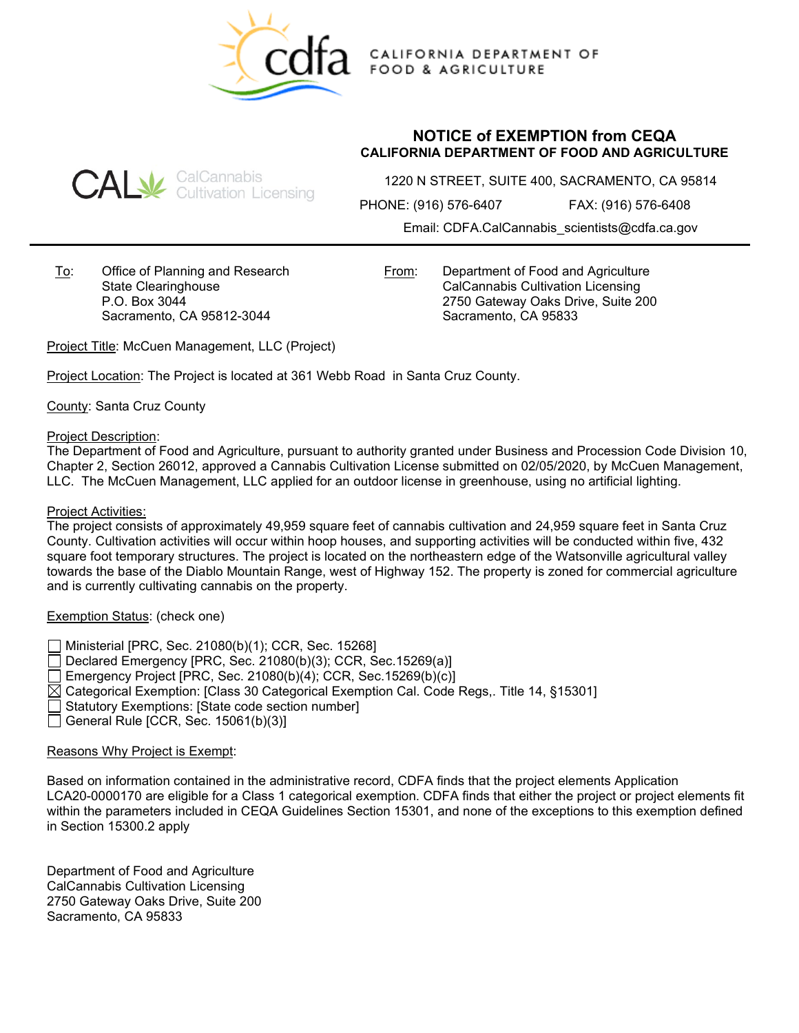CALIFORNIA DEPARTMENT OF FOOD & AGRICULTURE

CalCannabis Cultivation Licensing

## NOTICE of EXEMPTION from CEQA

### CALIFORNIA DEPARTMENT OF FOOD AND AGRICULTURE

1220 N STREET, SUITE 400, SACRAMENTO, CA 95814

PHONE: (916) 576-6407 FAX: (916) 576-6408

Email: CDFA.CalCannabis_scientists@cdfa.ca.gov

---

To: Office of Planning and Research
State Clearinghouse
P.O. Box 3044
Sacramento, CA 95812-3044

From: Department of Food and Agriculture
CalCannabis Cultivation Licensing
2750 Gateway Oaks Drive, Suite 200
Sacramento, CA 95833

Project Title: McCuen Management, LLC (Project)

Project Location: The Project is located at 361 Webb Road in Santa Cruz County.

County: Santa Cruz County

Project Description:
The Department of Food and Agriculture, pursuant to authority granted under Business and Procession Code Division 10, Chapter 2, Section 26012, approved a Cannabis Cultivation License submitted on 02/05/2020, by McCuen Management, LLC. The McCuen Management, LLC applied for an outdoor license in greenhouse, using no artificial lighting.

Project Activities:
The project consists of approximately 49,959 square feet of cannabis cultivation and 24,959 square feet in Santa Cruz County. Cultivation activities will occur within hoop houses, and supporting activities will be conducted within five, 432 square foot temporary structures. The project is located on the northeastern edge of the Watsonville agricultural valley towards the base of the Diablo Mountain Range, west of Highway 152. The property is zoned for commercial agriculture and is currently cultivating cannabis on the property.

Exemption Status: (check one)

- ☐ Ministerial [PRC, Sec. 21080(b)(1); CCR, Sec. 15268]
- ☐ Declared Emergency [PRC, Sec. 21080(b)(3); CCR, Sec.15269(a)]
- ☐ Emergency Project [PRC, Sec. 21080(b)(4); CCR, Sec.15269(b)(c)]
- ☒ Categorical Exemption: [Class 30 Categorical Exemption Cal. Code Regs,. Title 14, §15301]
- ☐ Statutory Exemptions: [State code section number]
- ☐ General Rule [CCR, Sec. 15061(b)(3)]

Reasons Why Project is Exempt:

Based on information contained in the administrative record, CDFA finds that the project elements Application LCA20-0000170 are eligible for a Class 1 categorical exemption. CDFA finds that either the project or project elements fit within the parameters included in CEQA Guidelines Section 15301, and none of the exceptions to this exemption defined in Section 15300.2 apply

Department of Food and Agriculture
CalCannabis Cultivation Licensing
2750 Gateway Oaks Drive, Suite 200
Sacramento, CA 95833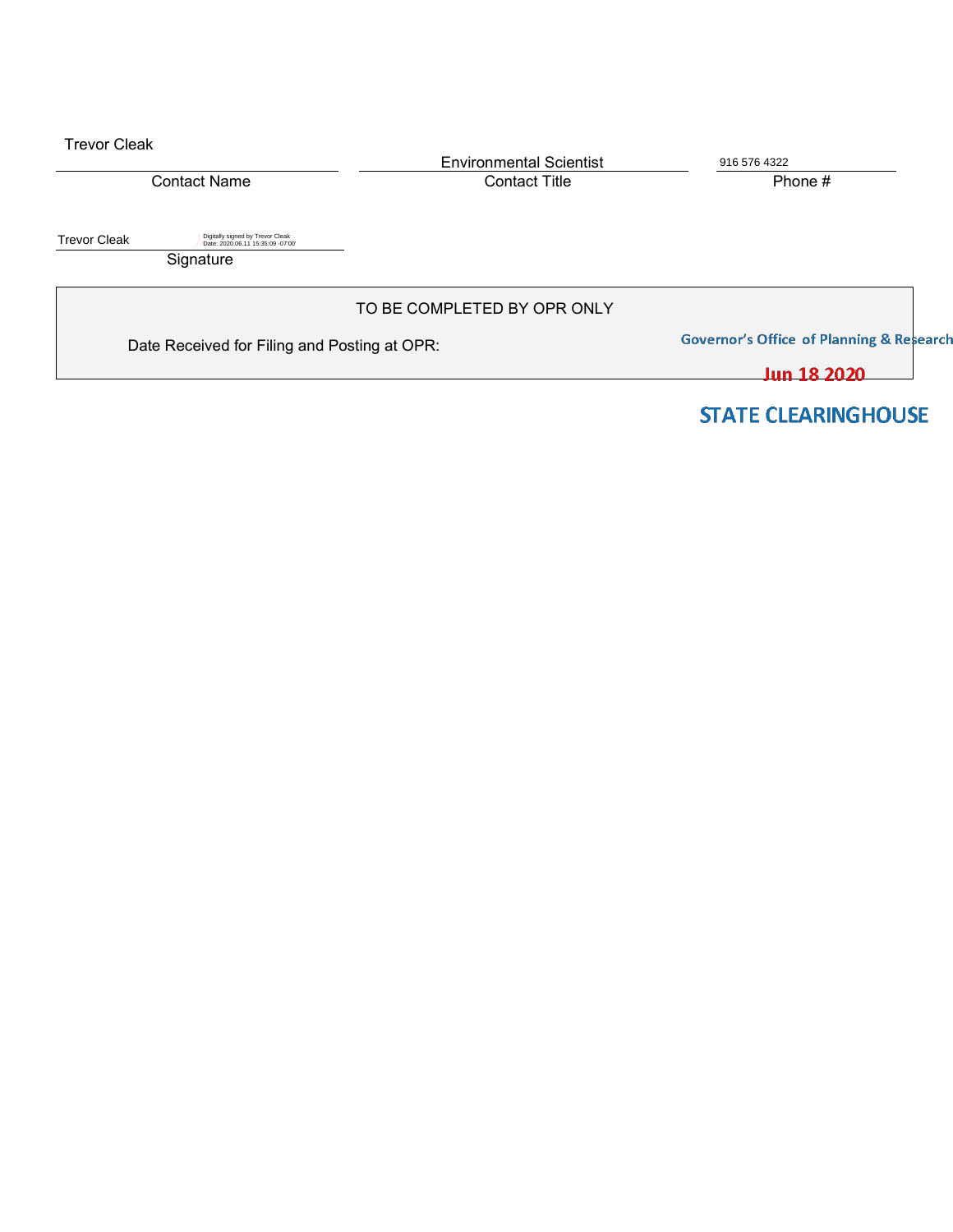Trevor Cleak

Contact Name

Environmental Scientist

Contact Title

916 576 4322

Phone #

Trevor Cleak

Digitally signed by Trevor Cleak
Date: 2020.06.11 15:35:09 -07'00'

Signature

TO BE COMPLETED BY OPR ONLY

Date Received for Filing and Posting at OPR:

Governor's Office of Planning & Research

Jun 18 2020

STATE CLEARINGHOUSE